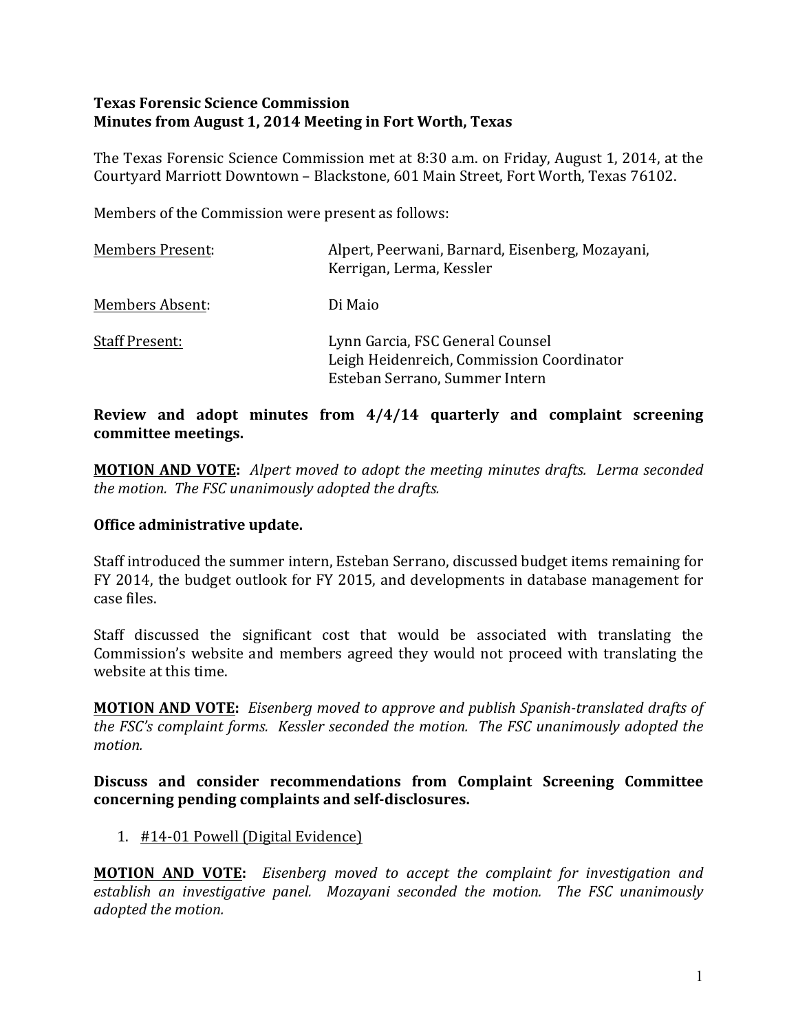**Texas Forensic Science Commission**
**Minutes from August 1, 2014 Meeting in Fort Worth, Texas**

The Texas Forensic Science Commission met at 8:30 a.m. on Friday, August 1, 2014, at the Courtyard Marriott Downtown – Blackstone, 601 Main Street, Fort Worth, Texas 76102.

Members of the Commission were present as follows:

| | |
|---|---|
| Members Present: | Alpert, Peerwani, Barnard, Eisenberg, Mozayani, Kerrigan, Lerma, Kessler |
| Members Absent: | Di Maio |
| Staff Present: | Lynn Garcia, FSC General Counsel<br>Leigh Heidenreich, Commission Coordinator<br>Esteban Serrano, Summer Intern |

**Review and adopt minutes from 4/4/14 quarterly and complaint screening committee meetings.**

**MOTION AND VOTE:** *Alpert moved to adopt the meeting minutes drafts. Lerma seconded the motion. The FSC unanimously adopted the drafts.*

**Office administrative update.**

Staff introduced the summer intern, Esteban Serrano, discussed budget items remaining for FY 2014, the budget outlook for FY 2015, and developments in database management for case files.

Staff discussed the significant cost that would be associated with translating the Commission's website and members agreed they would not proceed with translating the website at this time.

**MOTION AND VOTE:** *Eisenberg moved to approve and publish Spanish-translated drafts of the FSC's complaint forms. Kessler seconded the motion. The FSC unanimously adopted the motion.*

**Discuss and consider recommendations from Complaint Screening Committee concerning pending complaints and self-disclosures.**

1. #14-01 Powell (Digital Evidence)

**MOTION AND VOTE:** *Eisenberg moved to accept the complaint for investigation and establish an investigative panel. Mozayani seconded the motion. The FSC unanimously adopted the motion.*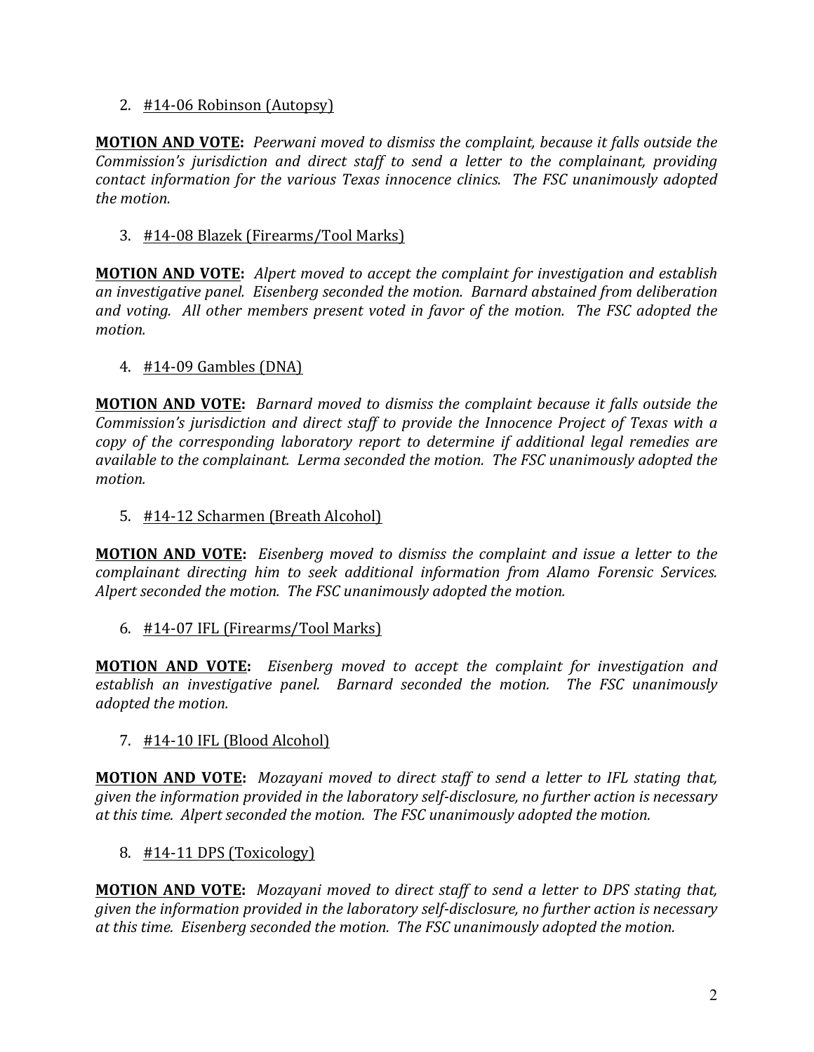2. <u>#14-06 Robinson (Autopsy)</u>

**<u>MOTION AND VOTE</u>:** *Peerwani moved to dismiss the complaint, because it falls outside the Commission's jurisdiction and direct staff to send a letter to the complainant, providing contact information for the various Texas innocence clinics. The FSC unanimously adopted the motion.*

3. <u>#14-08 Blazek (Firearms/Tool Marks)</u>

**<u>MOTION AND VOTE</u>:** *Alpert moved to accept the complaint for investigation and establish an investigative panel. Eisenberg seconded the motion. Barnard abstained from deliberation and voting. All other members present voted in favor of the motion. The FSC adopted the motion.*

4. <u>#14-09 Gambles (DNA)</u>

**<u>MOTION AND VOTE</u>:** *Barnard moved to dismiss the complaint because it falls outside the Commission's jurisdiction and direct staff to provide the Innocence Project of Texas with a copy of the corresponding laboratory report to determine if additional legal remedies are available to the complainant. Lerma seconded the motion. The FSC unanimously adopted the motion.*

5. <u>#14-12 Scharmen (Breath Alcohol)</u>

**<u>MOTION AND VOTE</u>:** *Eisenberg moved to dismiss the complaint and issue a letter to the complainant directing him to seek additional information from Alamo Forensic Services. Alpert seconded the motion. The FSC unanimously adopted the motion.*

6. <u>#14-07 IFL (Firearms/Tool Marks)</u>

**<u>MOTION AND VOTE</u>:** *Eisenberg moved to accept the complaint for investigation and establish an investigative panel. Barnard seconded the motion. The FSC unanimously adopted the motion.*

7. <u>#14-10 IFL (Blood Alcohol)</u>

**<u>MOTION AND VOTE</u>:** *Mozayani moved to direct staff to send a letter to IFL stating that, given the information provided in the laboratory self-disclosure, no further action is necessary at this time. Alpert seconded the motion. The FSC unanimously adopted the motion.*

8. <u>#14-11 DPS (Toxicology)</u>

**<u>MOTION AND VOTE</u>:** *Mozayani moved to direct staff to send a letter to DPS stating that, given the information provided in the laboratory self-disclosure, no further action is necessary at this time. Eisenberg seconded the motion. The FSC unanimously adopted the motion.*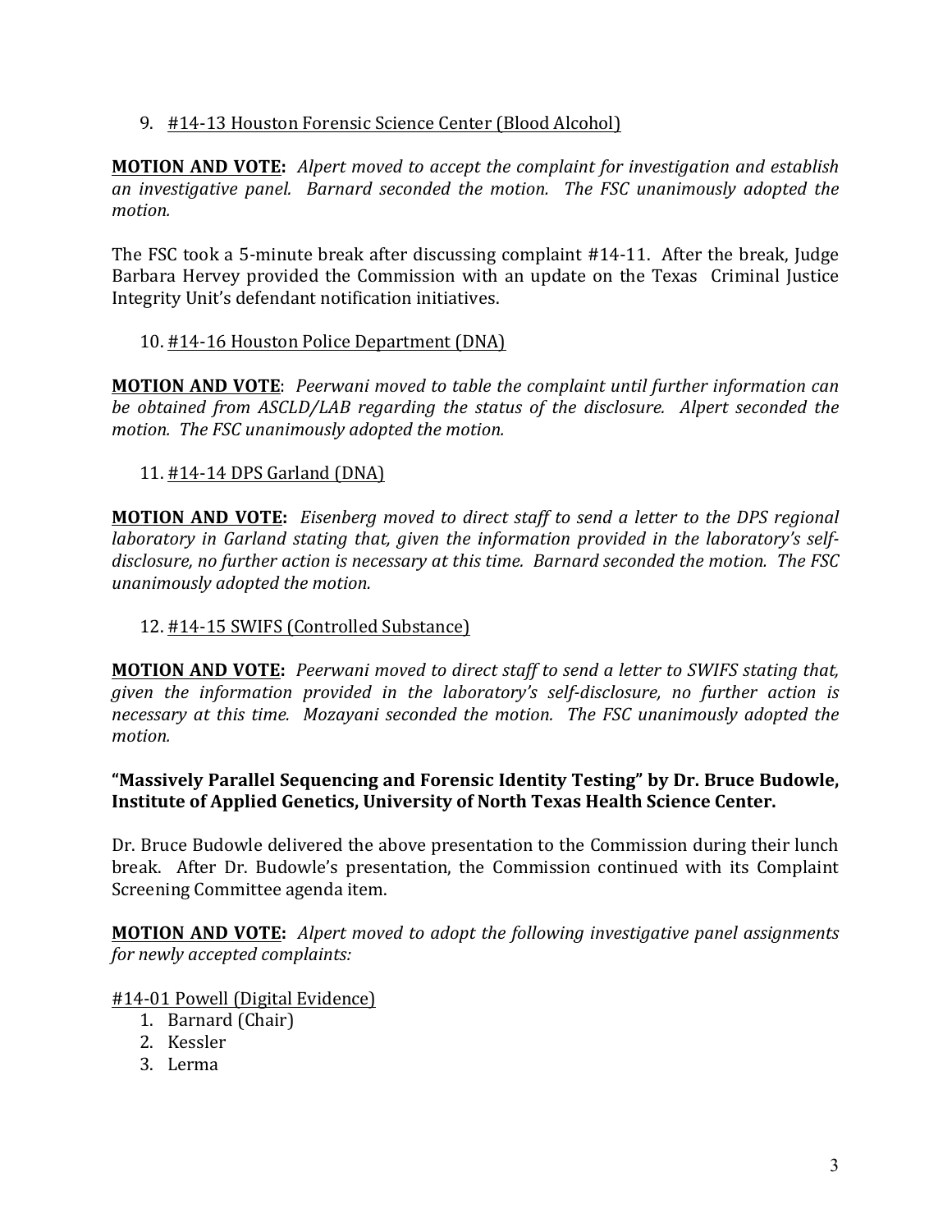9. <u>#14-13 Houston Forensic Science Center (Blood Alcohol)</u>

**<u>MOTION AND VOTE</u>:** *Alpert moved to accept the complaint for investigation and establish an investigative panel. Barnard seconded the motion. The FSC unanimously adopted the motion.*

The FSC took a 5-minute break after discussing complaint #14-11. After the break, Judge Barbara Hervey provided the Commission with an update on the Texas Criminal Justice Integrity Unit's defendant notification initiatives.

10. <u>#14-16 Houston Police Department (DNA)</u>

**<u>MOTION AND VOTE</u>**: *Peerwani moved to table the complaint until further information can be obtained from ASCLD/LAB regarding the status of the disclosure. Alpert seconded the motion. The FSC unanimously adopted the motion.*

11. <u>#14-14 DPS Garland (DNA)</u>

**<u>MOTION AND VOTE</u>:** *Eisenberg moved to direct staff to send a letter to the DPS regional laboratory in Garland stating that, given the information provided in the laboratory's self-disclosure, no further action is necessary at this time. Barnard seconded the motion. The FSC unanimously adopted the motion.*

12. <u>#14-15 SWIFS (Controlled Substance)</u>

**<u>MOTION AND VOTE</u>:** *Peerwani moved to direct staff to send a letter to SWIFS stating that, given the information provided in the laboratory's self-disclosure, no further action is necessary at this time. Mozayani seconded the motion. The FSC unanimously adopted the motion.*

**"Massively Parallel Sequencing and Forensic Identity Testing" by Dr. Bruce Budowle, Institute of Applied Genetics, University of North Texas Health Science Center.**

Dr. Bruce Budowle delivered the above presentation to the Commission during their lunch break. After Dr. Budowle's presentation, the Commission continued with its Complaint Screening Committee agenda item.

**<u>MOTION AND VOTE</u>:** *Alpert moved to adopt the following investigative panel assignments for newly accepted complaints:*

<u>#14-01 Powell (Digital Evidence)</u>

1. Barnard (Chair)
2. Kessler
3. Lerma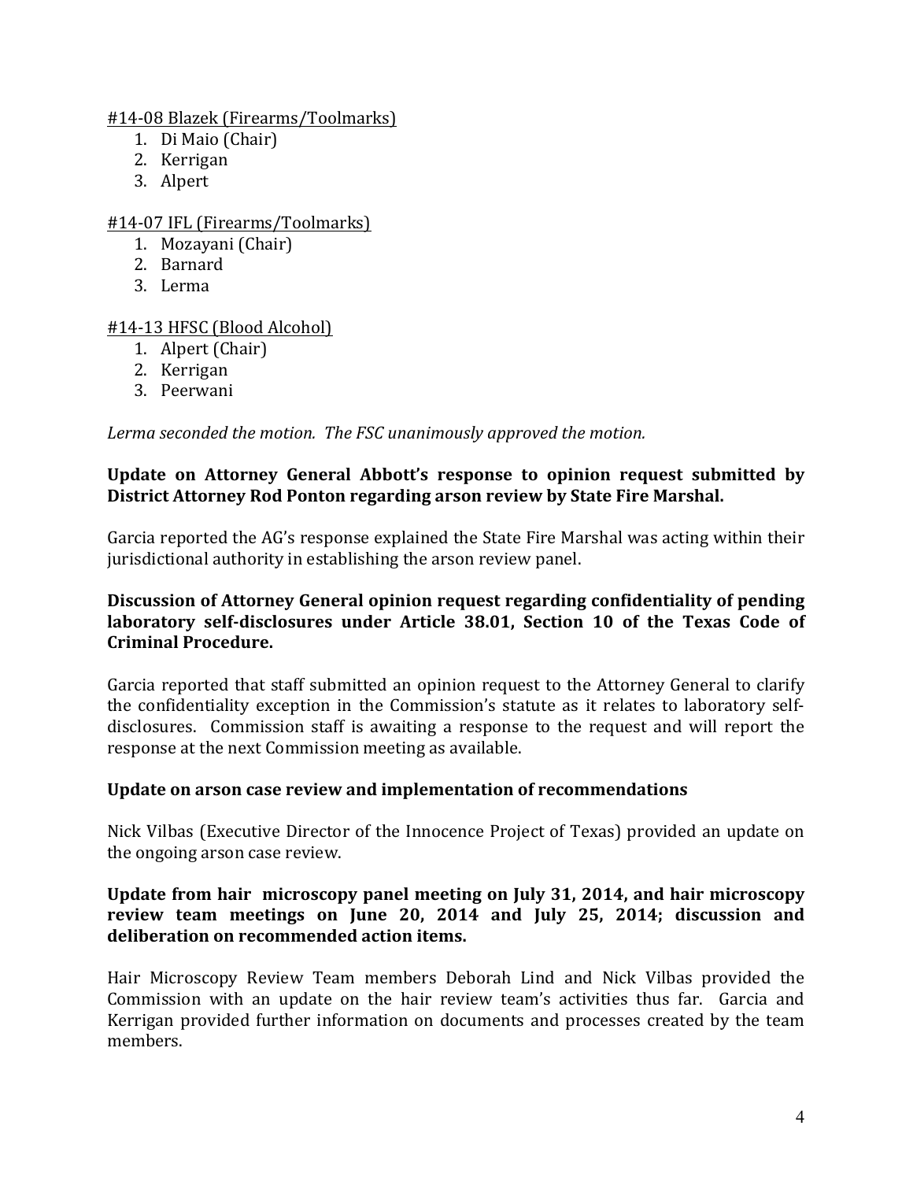#14-08 Blazek (Firearms/Toolmarks)

1. Di Maio (Chair)
2. Kerrigan
3. Alpert

#14-07 IFL (Firearms/Toolmarks)

1. Mozayani (Chair)
2. Barnard
3. Lerma

#14-13 HFSC (Blood Alcohol)

1. Alpert (Chair)
2. Kerrigan
3. Peerwani

*Lerma seconded the motion. The FSC unanimously approved the motion.*

**Update on Attorney General Abbott's response to opinion request submitted by District Attorney Rod Ponton regarding arson review by State Fire Marshal.**

Garcia reported the AG's response explained the State Fire Marshal was acting within their jurisdictional authority in establishing the arson review panel.

**Discussion of Attorney General opinion request regarding confidentiality of pending laboratory self-disclosures under Article 38.01, Section 10 of the Texas Code of Criminal Procedure.**

Garcia reported that staff submitted an opinion request to the Attorney General to clarify the confidentiality exception in the Commission's statute as it relates to laboratory self-disclosures. Commission staff is awaiting a response to the request and will report the response at the next Commission meeting as available.

**Update on arson case review and implementation of recommendations**

Nick Vilbas (Executive Director of the Innocence Project of Texas) provided an update on the ongoing arson case review.

**Update from hair microscopy panel meeting on July 31, 2014, and hair microscopy review team meetings on June 20, 2014 and July 25, 2014; discussion and deliberation on recommended action items.**

Hair Microscopy Review Team members Deborah Lind and Nick Vilbas provided the Commission with an update on the hair review team's activities thus far. Garcia and Kerrigan provided further information on documents and processes created by the team members.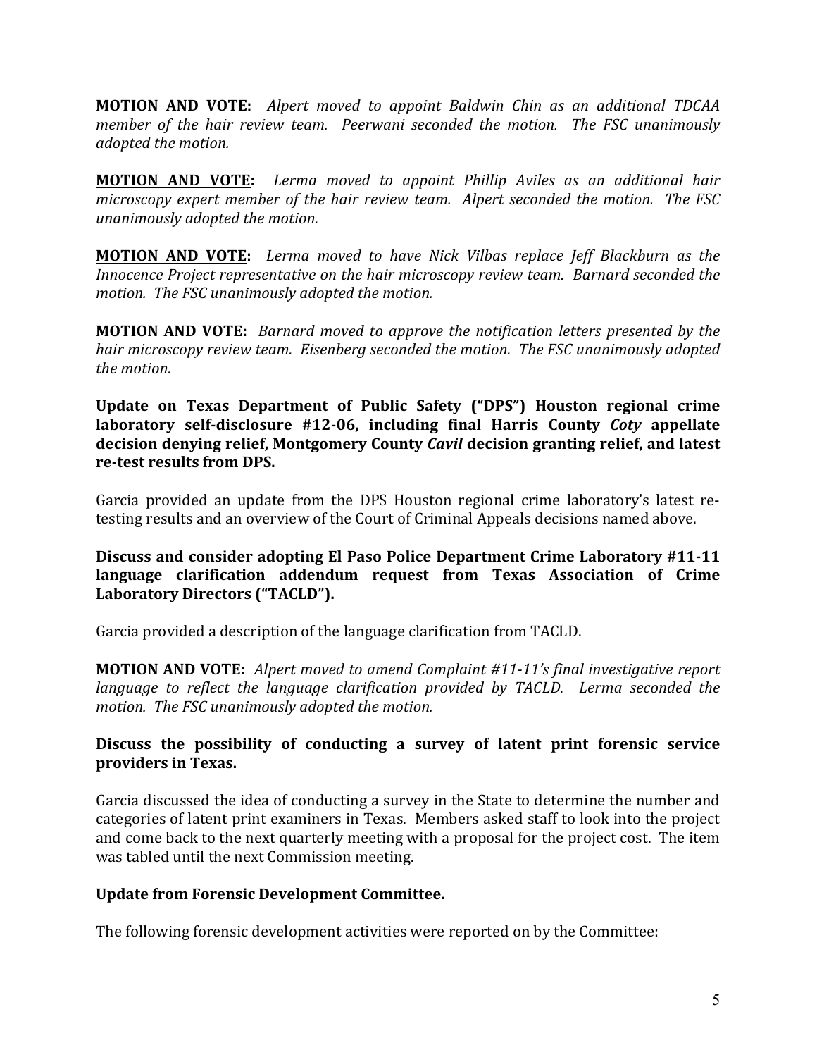**MOTION AND VOTE:** *Alpert moved to appoint Baldwin Chin as an additional TDCAA member of the hair review team. Peerwani seconded the motion. The FSC unanimously adopted the motion.*

**MOTION AND VOTE:** *Lerma moved to appoint Phillip Aviles as an additional hair microscopy expert member of the hair review team. Alpert seconded the motion. The FSC unanimously adopted the motion.*

**MOTION AND VOTE:** *Lerma moved to have Nick Vilbas replace Jeff Blackburn as the Innocence Project representative on the hair microscopy review team. Barnard seconded the motion. The FSC unanimously adopted the motion.*

**MOTION AND VOTE:** *Barnard moved to approve the notification letters presented by the hair microscopy review team. Eisenberg seconded the motion. The FSC unanimously adopted the motion.*

**Update on Texas Department of Public Safety ("DPS") Houston regional crime laboratory self-disclosure #12-06, including final Harris County *Coty* appellate decision denying relief, Montgomery County *Cavil* decision granting relief, and latest re-test results from DPS.**

Garcia provided an update from the DPS Houston regional crime laboratory's latest re-testing results and an overview of the Court of Criminal Appeals decisions named above.

**Discuss and consider adopting El Paso Police Department Crime Laboratory #11-11 language clarification addendum request from Texas Association of Crime Laboratory Directors ("TACLD").**

Garcia provided a description of the language clarification from TACLD.

**MOTION AND VOTE:** *Alpert moved to amend Complaint #11-11's final investigative report language to reflect the language clarification provided by TACLD. Lerma seconded the motion. The FSC unanimously adopted the motion.*

**Discuss the possibility of conducting a survey of latent print forensic service providers in Texas.**

Garcia discussed the idea of conducting a survey in the State to determine the number and categories of latent print examiners in Texas. Members asked staff to look into the project and come back to the next quarterly meeting with a proposal for the project cost. The item was tabled until the next Commission meeting.

**Update from Forensic Development Committee.**

The following forensic development activities were reported on by the Committee: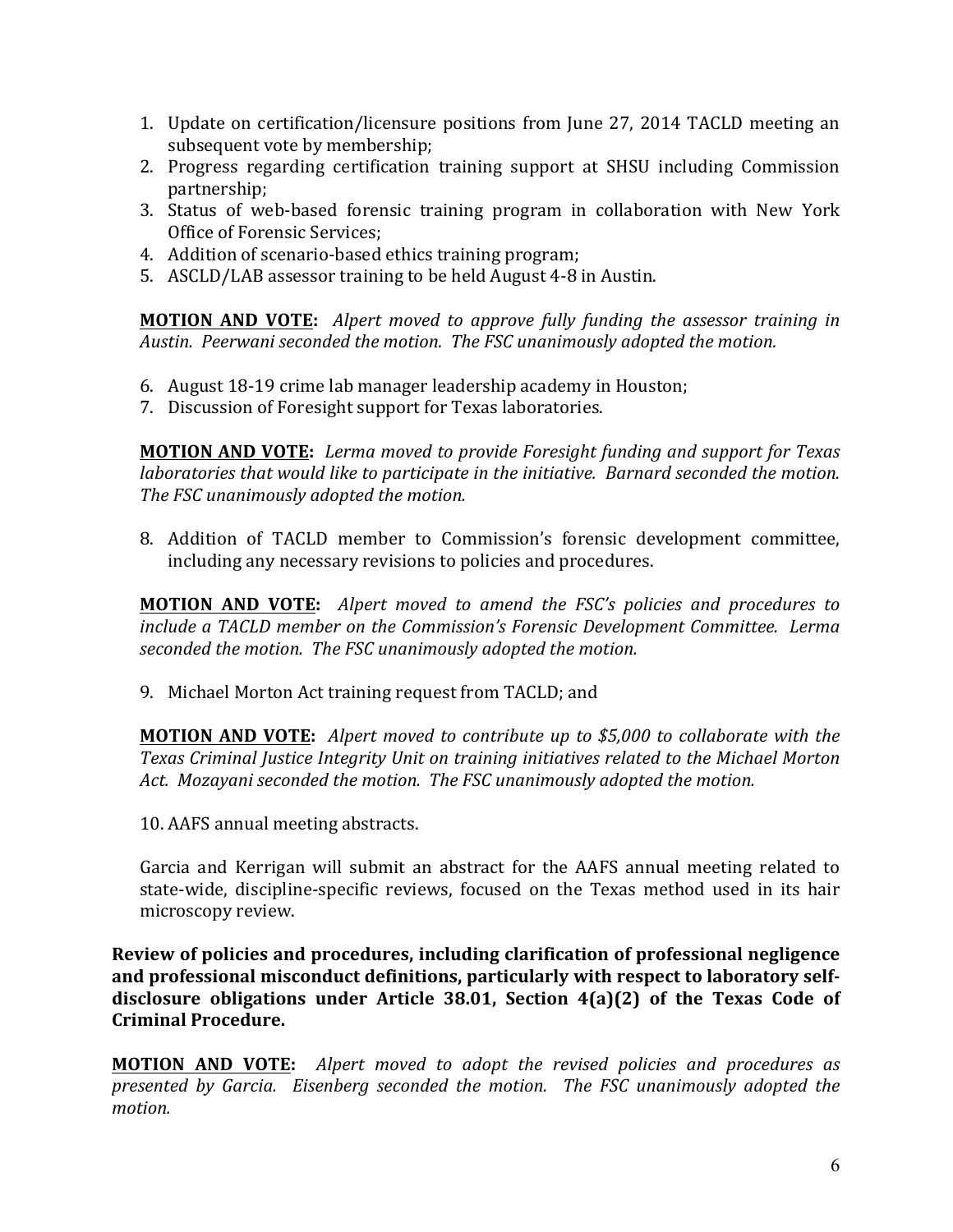1. Update on certification/licensure positions from June 27, 2014 TACLD meeting an subsequent vote by membership;
2. Progress regarding certification training support at SHSU including Commission partnership;
3. Status of web-based forensic training program in collaboration with New York Office of Forensic Services;
4. Addition of scenario-based ethics training program;
5. ASCLD/LAB assessor training to be held August 4-8 in Austin.

**MOTION AND VOTE:** *Alpert moved to approve fully funding the assessor training in Austin. Peerwani seconded the motion. The FSC unanimously adopted the motion.*

6. August 18-19 crime lab manager leadership academy in Houston;
7. Discussion of Foresight support for Texas laboratories.

**MOTION AND VOTE:** *Lerma moved to provide Foresight funding and support for Texas laboratories that would like to participate in the initiative. Barnard seconded the motion. The FSC unanimously adopted the motion.*

8. Addition of TACLD member to Commission's forensic development committee, including any necessary revisions to policies and procedures.

**MOTION AND VOTE:** *Alpert moved to amend the FSC's policies and procedures to include a TACLD member on the Commission's Forensic Development Committee. Lerma seconded the motion. The FSC unanimously adopted the motion.*

9. Michael Morton Act training request from TACLD; and

**MOTION AND VOTE:** *Alpert moved to contribute up to $5,000 to collaborate with the Texas Criminal Justice Integrity Unit on training initiatives related to the Michael Morton Act. Mozayani seconded the motion. The FSC unanimously adopted the motion.*

10. AAFS annual meeting abstracts.

Garcia and Kerrigan will submit an abstract for the AAFS annual meeting related to state-wide, discipline-specific reviews, focused on the Texas method used in its hair microscopy review.

**Review of policies and procedures, including clarification of professional negligence and professional misconduct definitions, particularly with respect to laboratory self-disclosure obligations under Article 38.01, Section 4(a)(2) of the Texas Code of Criminal Procedure.**

**MOTION AND VOTE:** *Alpert moved to adopt the revised policies and procedures as presented by Garcia. Eisenberg seconded the motion. The FSC unanimously adopted the motion.*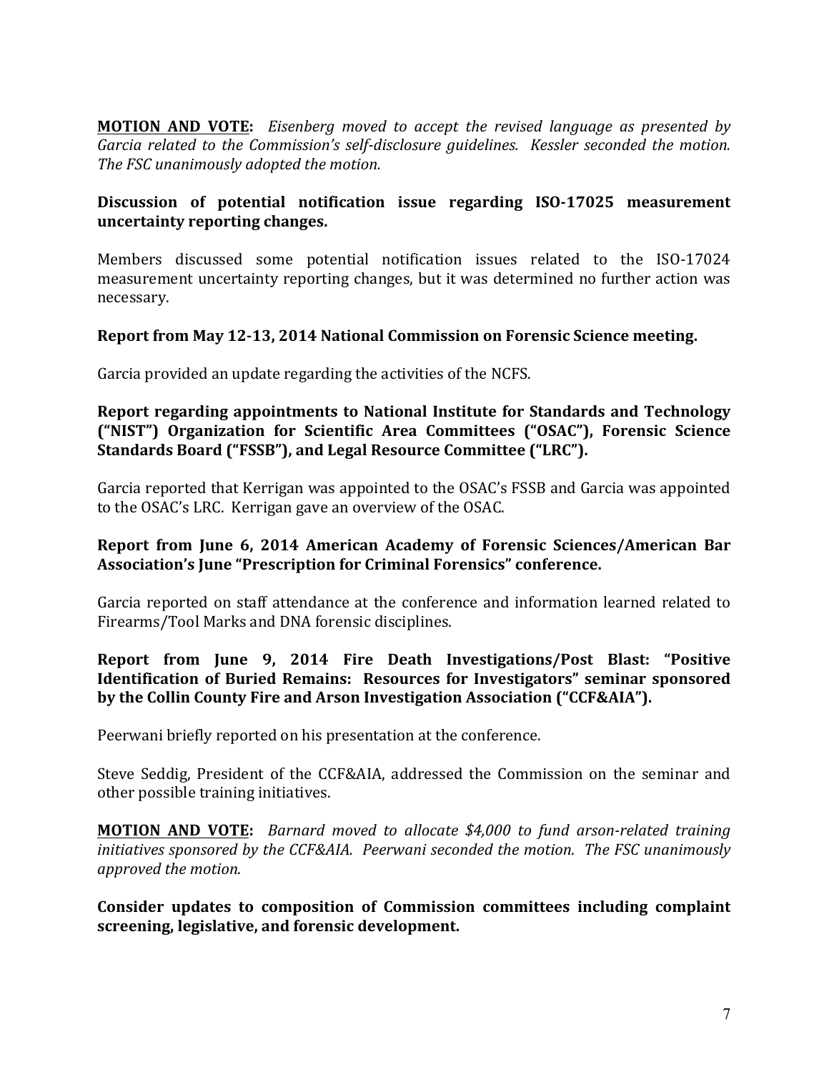**MOTION AND VOTE:** *Eisenberg moved to accept the revised language as presented by Garcia related to the Commission's self-disclosure guidelines. Kessler seconded the motion. The FSC unanimously adopted the motion.*

**Discussion of potential notification issue regarding ISO-17025 measurement uncertainty reporting changes.**

Members discussed some potential notification issues related to the ISO-17024 measurement uncertainty reporting changes, but it was determined no further action was necessary.

**Report from May 12-13, 2014 National Commission on Forensic Science meeting.**

Garcia provided an update regarding the activities of the NCFS.

**Report regarding appointments to National Institute for Standards and Technology ("NIST") Organization for Scientific Area Committees ("OSAC"), Forensic Science Standards Board ("FSSB"), and Legal Resource Committee ("LRC").**

Garcia reported that Kerrigan was appointed to the OSAC's FSSB and Garcia was appointed to the OSAC's LRC. Kerrigan gave an overview of the OSAC.

**Report from June 6, 2014 American Academy of Forensic Sciences/American Bar Association's June "Prescription for Criminal Forensics" conference.**

Garcia reported on staff attendance at the conference and information learned related to Firearms/Tool Marks and DNA forensic disciplines.

**Report from June 9, 2014 Fire Death Investigations/Post Blast: "Positive Identification of Buried Remains: Resources for Investigators" seminar sponsored by the Collin County Fire and Arson Investigation Association ("CCF&AIA").**

Peerwani briefly reported on his presentation at the conference.

Steve Seddig, President of the CCF&AIA, addressed the Commission on the seminar and other possible training initiatives.

**MOTION AND VOTE:** *Barnard moved to allocate $4,000 to fund arson-related training initiatives sponsored by the CCF&AIA. Peerwani seconded the motion. The FSC unanimously approved the motion.*

**Consider updates to composition of Commission committees including complaint screening, legislative, and forensic development.**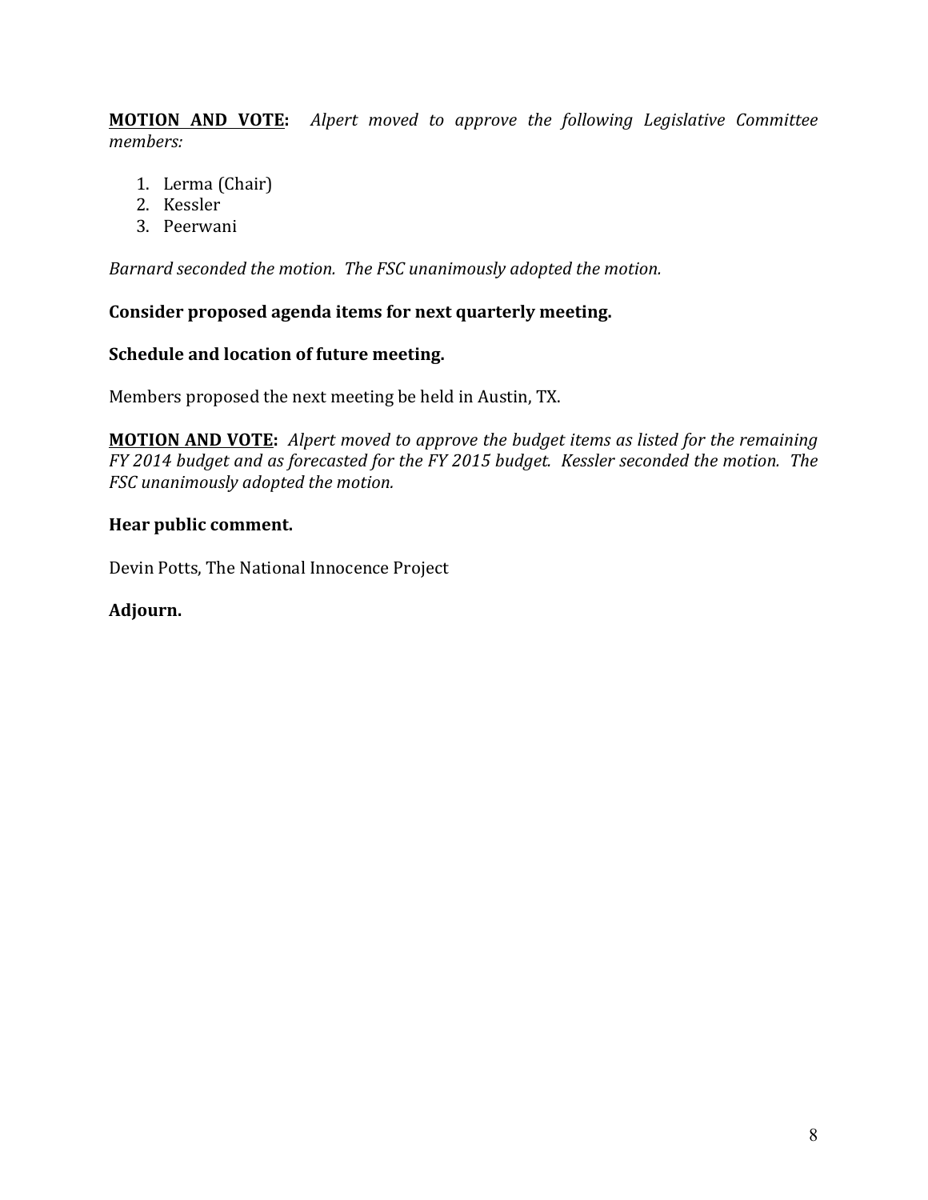**<u>MOTION AND VOTE</u>:** *Alpert moved to approve the following Legislative Committee members:*

1. Lerma (Chair)
2. Kessler
3. Peerwani

*Barnard seconded the motion. The FSC unanimously adopted the motion.*

**Consider proposed agenda items for next quarterly meeting.**

**Schedule and location of future meeting.**

Members proposed the next meeting be held in Austin, TX.

**<u>MOTION AND VOTE</u>:** *Alpert moved to approve the budget items as listed for the remaining FY 2014 budget and as forecasted for the FY 2015 budget. Kessler seconded the motion. The FSC unanimously adopted the motion.*

**Hear public comment.**

Devin Potts, The National Innocence Project

**Adjourn.**